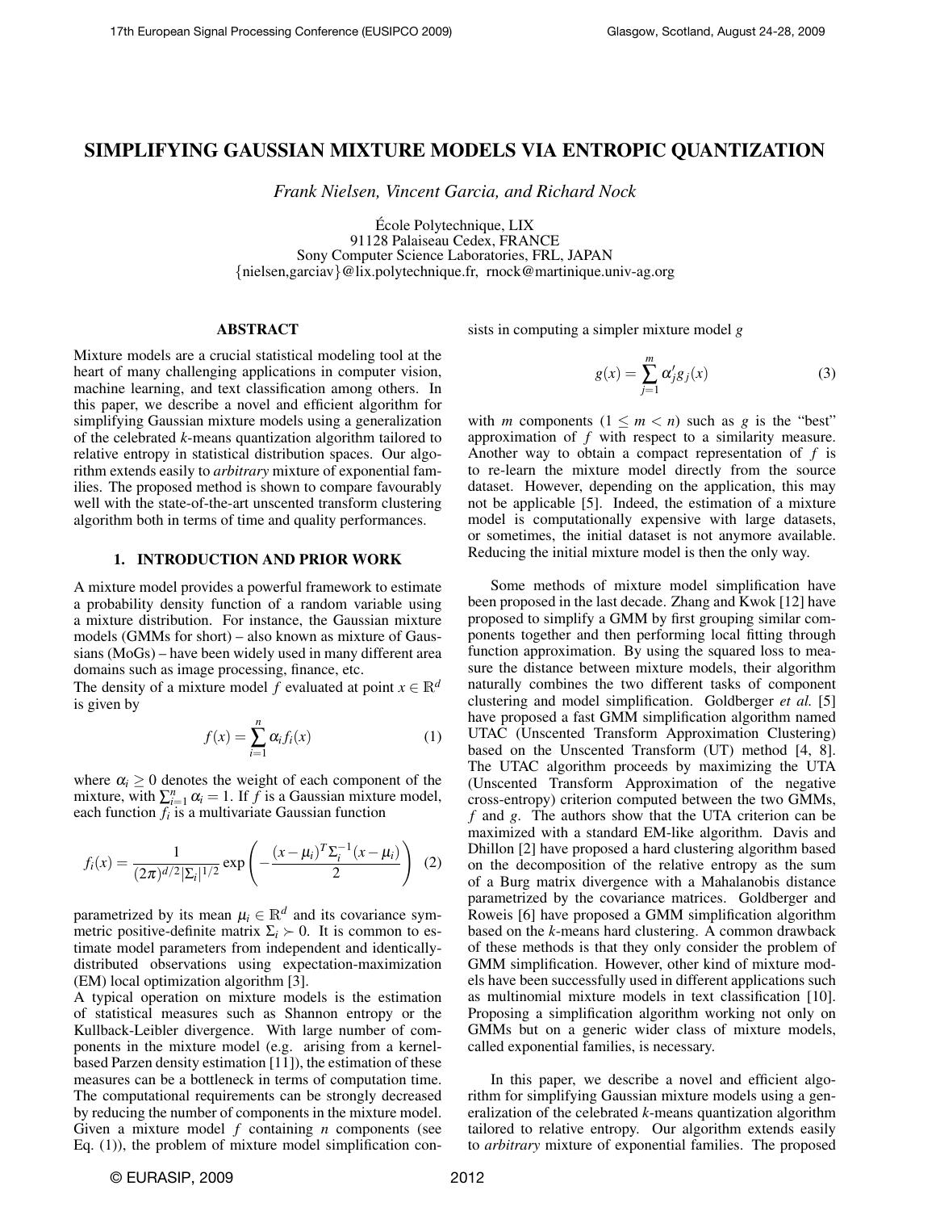# SIMPLIFYING GAUSSIAN MIXTURE MODELS VIA ENTROPIC QUANTIZATION

*Frank Nielsen, Vincent Garcia, and Richard Nock*

École Polytechnique, LIX
91128 Palaiseau Cedex, FRANCE
Sony Computer Science Laboratories, FRL, JAPAN
{nielsen,garciav}@lix.polytechnique.fr, rnock@martinique.univ-ag.org

## ABSTRACT

Mixture models are a crucial statistical modeling tool at the heart of many challenging applications in computer vision, machine learning, and text classification among others. In this paper, we describe a novel and efficient algorithm for simplifying Gaussian mixture models using a generalization of the celebrated *k*-means quantization algorithm tailored to relative entropy in statistical distribution spaces. Our algorithm extends easily to *arbitrary* mixture of exponential families. The proposed method is shown to compare favourably well with the state-of-the-art unscented transform clustering algorithm both in terms of time and quality performances.

## 1. INTRODUCTION AND PRIOR WORK

A mixture model provides a powerful framework to estimate a probability density function of a random variable using a mixture distribution. For instance, the Gaussian mixture models (GMMs for short) – also known as mixture of Gaussians (MoGs) – have been widely used in many different area domains such as image processing, finance, etc.
The density of a mixture model $f$ evaluated at point $x \in \mathbb{R}^d$ is given by

$$f(x) = \sum_{i=1}^{n} \alpha_i f_i(x) \tag{1}$$

where $\alpha_i \geq 0$ denotes the weight of each component of the mixture, with $\sum_{i=1}^{n} \alpha_i = 1$. If $f$ is a Gaussian mixture model, each function $f_i$ is a multivariate Gaussian function

$$f_i(x) = \frac{1}{(2\pi)^{d/2}|\Sigma_i|^{1/2}} \exp\left(-\frac{(x-\mu_i)^T \Sigma_i^{-1}(x-\mu_i)}{2}\right) \tag{2}$$

parametrized by its mean $\mu_i \in \mathbb{R}^d$ and its covariance symmetric positive-definite matrix $\Sigma_i \succ 0$. It is common to estimate model parameters from independent and identically-distributed observations using expectation-maximization (EM) local optimization algorithm [3].
A typical operation on mixture models is the estimation of statistical measures such as Shannon entropy or the Kullback-Leibler divergence. With large number of components in the mixture model (e.g. arising from a kernel-based Parzen density estimation [11]), the estimation of these measures can be a bottleneck in terms of computation time. The computational requirements can be strongly decreased by reducing the number of components in the mixture model. Given a mixture model $f$ containing $n$ components (see Eq. (1)), the problem of mixture model simplification consists in computing a simpler mixture model $g$

$$g(x) = \sum_{j=1}^{m} \alpha'_j g_j(x) \tag{3}$$

with $m$ components ($1 \leq m < n$) such as $g$ is the "best" approximation of $f$ with respect to a similarity measure. Another way to obtain a compact representation of $f$ is to re-learn the mixture model directly from the source dataset. However, depending on the application, this may not be applicable [5]. Indeed, the estimation of a mixture model is computationally expensive with large datasets, or sometimes, the initial dataset is not anymore available. Reducing the initial mixture model is then the only way.

Some methods of mixture model simplification have been proposed in the last decade. Zhang and Kwok [12] have proposed to simplify a GMM by first grouping similar components together and then performing local fitting through function approximation. By using the squared loss to measure the distance between mixture models, their algorithm naturally combines the two different tasks of component clustering and model simplification. Goldberger *et al.* [5] have proposed a fast GMM simplification algorithm named UTAC (Unscented Transform Approximation Clustering) based on the Unscented Transform (UT) method [4, 8]. The UTAC algorithm proceeds by maximizing the UTA (Unscented Transform Approximation of the negative cross-entropy) criterion computed between the two GMMs, $f$ and $g$. The authors show that the UTA criterion can be maximized with a standard EM-like algorithm. Davis and Dhillon [2] have proposed a hard clustering algorithm based on the decomposition of the relative entropy as the sum of a Burg matrix divergence with a Mahalanobis distance parametrized by the covariance matrices. Goldberger and Roweis [6] have proposed a GMM simplification algorithm based on the *k*-means hard clustering. A common drawback of these methods is that they only consider the problem of GMM simplification. However, other kind of mixture models have been successfully used in different applications such as multinomial mixture models in text classification [10]. Proposing a simplification algorithm working not only on GMMs but on a generic wider class of mixture models, called exponential families, is necessary.

In this paper, we describe a novel and efficient algorithm for simplifying Gaussian mixture models using a generalization of the celebrated *k*-means quantization algorithm tailored to relative entropy. Our algorithm extends easily to *arbitrary* mixture of exponential families. The proposed

© EURASIP, 2009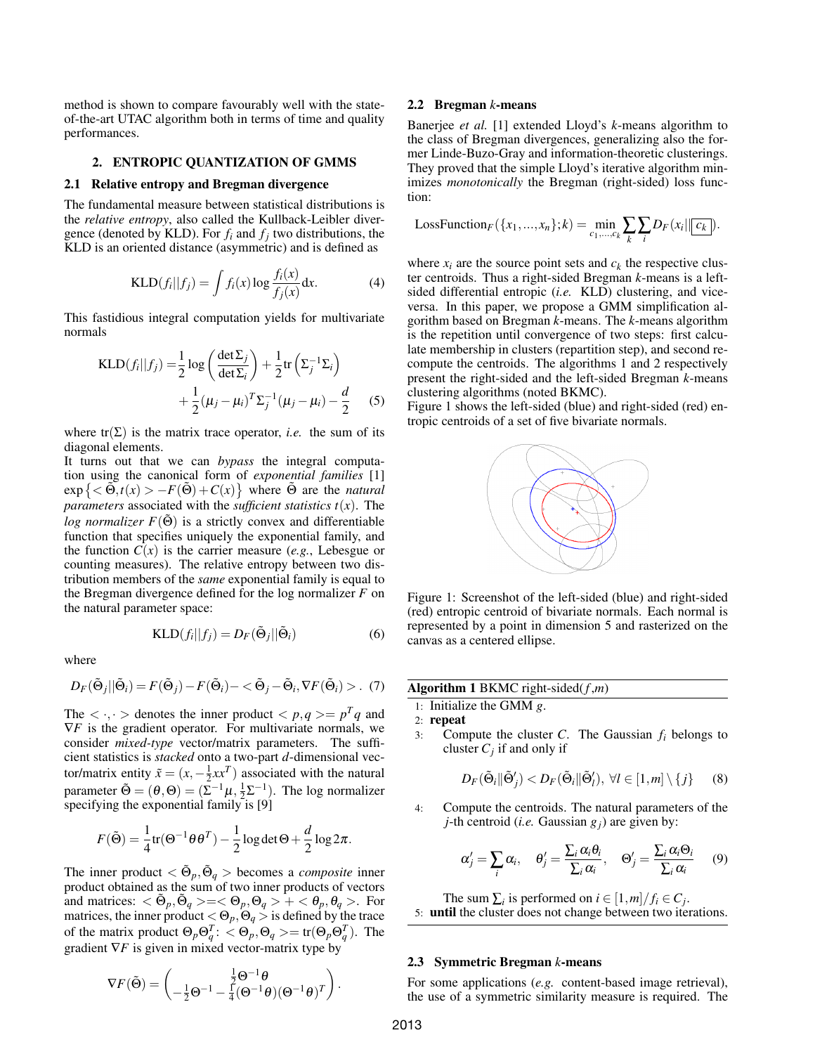method is shown to compare favourably well with the state-of-the-art UTAC algorithm both in terms of time and quality performances.

## 2. ENTROPIC QUANTIZATION OF GMMS

### 2.1 Relative entropy and Bregman divergence

The fundamental measure between statistical distributions is the *relative entropy*, also called the Kullback-Leibler divergence (denoted by KLD). For $f_i$ and $f_j$ two distributions, the KLD is an oriented distance (asymmetric) and is defined as

$$\mathrm{KLD}(f_i||f_j) = \int f_i(x) \log \frac{f_i(x)}{f_j(x)} \mathrm{d}x. \quad (4)$$

This fastidious integral computation yields for multivariate normals

$$\begin{aligned}\mathrm{KLD}(f_i||f_j) =& \frac{1}{2}\log\left(\frac{\det \Sigma_j}{\det \Sigma_i}\right) + \frac{1}{2}\mathrm{tr}\left(\Sigma_j^{-1}\Sigma_i\right) \\ &+ \frac{1}{2}(\mu_j - \mu_i)^T \Sigma_j^{-1}(\mu_j - \mu_i) - \frac{d}{2} \quad (5)\end{aligned}$$

where $\mathrm{tr}(\Sigma)$ is the matrix trace operator, *i.e.* the sum of its diagonal elements.

It turns out that we can *bypass* the integral computation using the canonical form of *exponential families* [1] $\exp\left\{<\tilde{\Theta}, t(x)> - F(\tilde{\Theta}) + C(x)\right\}$ where $\tilde{\Theta}$ are the *natural parameters* associated with the *sufficient statistics* $t(x)$. The *log normalizer* $F(\tilde{\Theta})$ is a strictly convex and differentiable function that specifies uniquely the exponential family, and the function $C(x)$ is the carrier measure (*e.g.*, Lebesgue or counting measures). The relative entropy between two distribution members of the *same* exponential family is equal to the Bregman divergence defined for the log normalizer $F$ on the natural parameter space:

$$\mathrm{KLD}(f_i||f_j) = D_F(\tilde{\Theta}_j||\tilde{\Theta}_i) \quad (6)$$

where

$$D_F(\tilde{\Theta}_j||\tilde{\Theta}_i) = F(\tilde{\Theta}_j) - F(\tilde{\Theta}_i) - <\tilde{\Theta}_j - \tilde{\Theta}_i, \nabla F(\tilde{\Theta}_i)>. \quad (7)$$

The $<\cdot,\cdot>$ denotes the inner product $<p,q> = p^T q$ and $\nabla F$ is the gradient operator. For multivariate normals, we consider *mixed-type* vector/matrix parameters. The sufficient statistics is *stacked* onto a two-part $d$-dimensional vector/matrix entity $\tilde{x} = (x, -\frac{1}{2}xx^T)$ associated with the natural parameter $\tilde{\Theta} = (\theta, \Theta) = (\Sigma^{-1}\mu, \frac{1}{2}\Sigma^{-1})$. The log normalizer specifying the exponential family is [9]

$$F(\tilde{\Theta}) = \frac{1}{4}\mathrm{tr}(\Theta^{-1}\theta\theta^T) - \frac{1}{2}\log\det\Theta + \frac{d}{2}\log 2\pi.$$

The inner product $<\tilde{\Theta}_p, \tilde{\Theta}_q>$ becomes a *composite* inner product obtained as the sum of two inner products of vectors and matrices: $<\tilde{\Theta}_p, \tilde{\Theta}_q> = <\Theta_p, \Theta_q> + <\theta_p, \theta_q>$. For matrices, the inner product $<\Theta_p, \Theta_q>$ is defined by the trace of the matrix product $\Theta_p \Theta_q^T$: $<\Theta_p, \Theta_q> = \mathrm{tr}(\Theta_p \Theta_q^T)$. The gradient $\nabla F$ is given in mixed vector-matrix type by

$$\nabla F(\tilde{\Theta}) = \begin{pmatrix} \frac{1}{2}\Theta^{-1}\theta \\ -\frac{1}{2}\Theta^{-1} - \frac{1}{4}(\Theta^{-1}\theta)(\Theta^{-1}\theta)^T \end{pmatrix}.$$

### 2.2 Bregman $k$-means

Banerjee *et al.* [1] extended Lloyd's $k$-means algorithm to the class of Bregman divergences, generalizing also the former Linde-Buzo-Gray and information-theoretic clusterings. They proved that the simple Lloyd's iterative algorithm minimizes *monotonically* the Bregman (right-sided) loss function:

$$\mathrm{LossFunction}_F(\{x_1,...,x_n\};k) = \min_{c_1,...,c_k} \sum_k \sum_i D_F(x_i||\boxed{c_k}).$$

where $x_i$ are the source point sets and $c_k$ the respective cluster centroids. Thus a right-sided Bregman $k$-means is a left-sided differential entropic (*i.e.* KLD) clustering, and vice-versa. In this paper, we propose a GMM simplification algorithm based on Bregman $k$-means. The $k$-means algorithm is the repetition until convergence of two steps: first calculate membership in clusters (repartition step), and second recompute the centroids. The algorithms 1 and 2 respectively present the right-sided and the left-sided Bregman $k$-means clustering algorithms (noted BKMC).

Figure 1 shows the left-sided (blue) and right-sided (red) entropic centroids of a set of five bivariate normals.

Figure 1: Screenshot of the left-sided (blue) and right-sided (red) entropic centroid of bivariate normals. Each normal is represented by a point in dimension 5 and rasterized on the canvas as a centered ellipse.

---

**Algorithm 1** BKMC right-sided($f$,$m$)

1: Initialize the GMM $g$.

2: **repeat**

3: Compute the cluster $C$. The Gaussian $f_i$ belongs to cluster $C_j$ if and only if

$$D_F(\tilde{\Theta}_i\|\tilde{\Theta}'_j) < D_F(\tilde{\Theta}_i\|\tilde{\Theta}'_l),\ \forall l \in [1,m] \setminus \{j\} \quad (8)$$

4: Compute the centroids. The natural parameters of the $j$-th centroid (*i.e.* Gaussian $g_j$) are given by:

$$\alpha'_j = \sum_i \alpha_i, \quad \theta'_j = \frac{\sum_i \alpha_i \theta_i}{\sum_i \alpha_i}, \quad \Theta'_j = \frac{\sum_i \alpha_i \Theta_i}{\sum_i \alpha_i} \quad (9)$$

The sum $\sum_i$ is performed on $i \in [1,m]/f_i \in C_j$.

5: **until** the cluster does not change between two iterations.

---

### 2.3 Symmetric Bregman $k$-means

For some applications (*e.g.* content-based image retrieval), the use of a symmetric similarity measure is required. The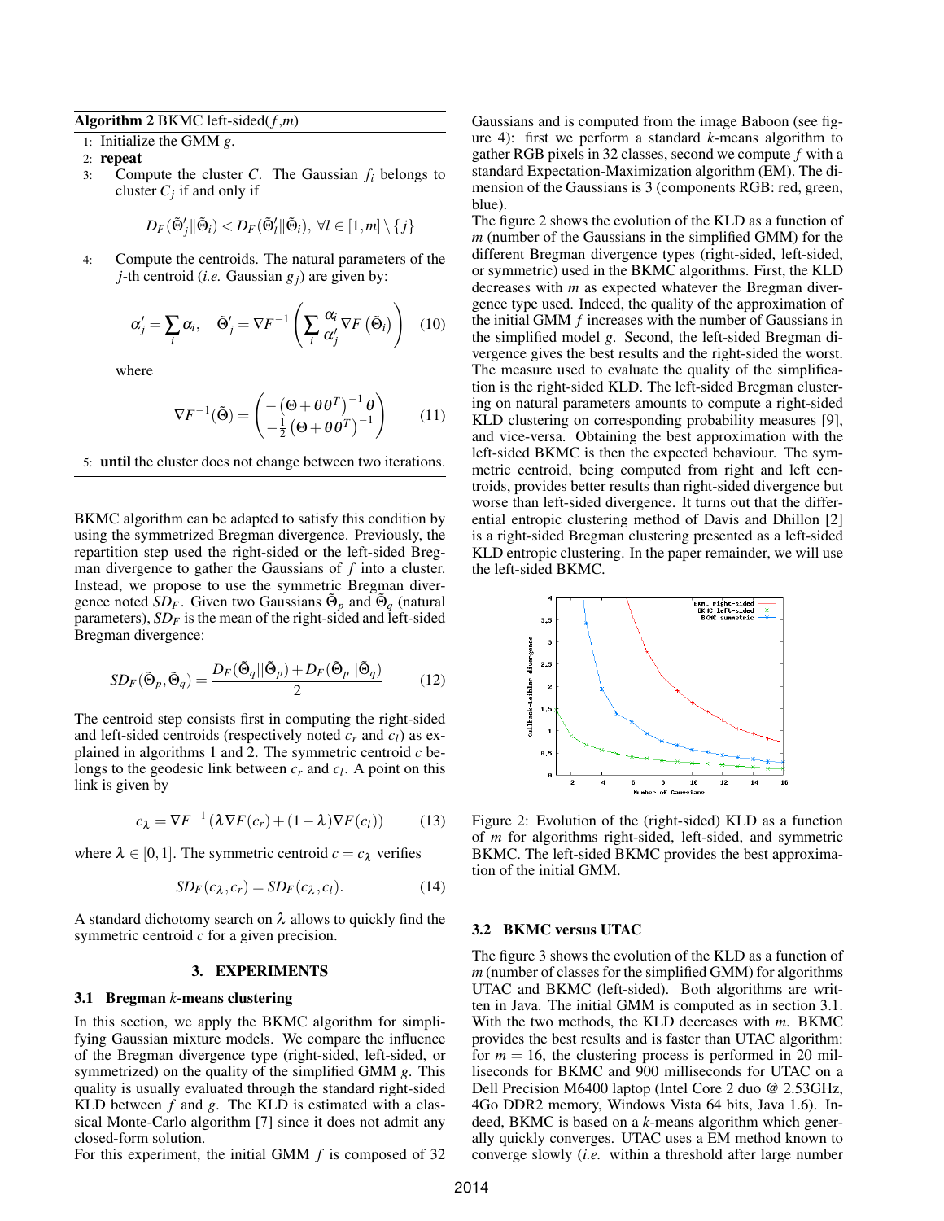**Algorithm 2** BKMC left-sided($f$,$m$)

1: Initialize the GMM $g$.
2: **repeat**
3: Compute the cluster $C$. The Gaussian $f_i$ belongs to cluster $C_j$ if and only if

$$D_F(\tilde{\Theta}'_j \| \tilde{\Theta}_i) < D_F(\tilde{\Theta}'_l \| \tilde{\Theta}_i),\ \forall l \in [1,m] \setminus \{j\}$$

4: Compute the centroids. The natural parameters of the $j$-th centroid (*i.e.* Gaussian $g_j$) are given by:

$$\alpha'_j = \sum_i \alpha_i, \quad \tilde{\Theta}'_j = \nabla F^{-1}\left(\sum_i \frac{\alpha_i}{\alpha'_j} \nabla F\left(\tilde{\Theta}_i\right)\right) \quad (10)$$

where

$$\nabla F^{-1}(\tilde{\Theta}) = \begin{pmatrix} -\left(\Theta + \theta\theta^T\right)^{-1}\theta \\ -\frac{1}{2}\left(\Theta + \theta\theta^T\right)^{-1} \end{pmatrix} \quad (11)$$

5: **until** the cluster does not change between two iterations.

BKMC algorithm can be adapted to satisfy this condition by using the symmetrized Bregman divergence. Previously, the repartition step used the right-sided or the left-sided Bregman divergence to gather the Gaussians of $f$ into a cluster. Instead, we propose to use the symmetric Bregman divergence noted $SD_F$. Given two Gaussians $\tilde{\Theta}_p$ and $\tilde{\Theta}_q$ (natural parameters), $SD_F$ is the mean of the right-sided and left-sided Bregman divergence:

$$SD_F(\tilde{\Theta}_p, \tilde{\Theta}_q) = \frac{D_F(\tilde{\Theta}_q \| \tilde{\Theta}_p) + D_F(\tilde{\Theta}_p \| \tilde{\Theta}_q)}{2} \quad (12)$$

The centroid step consists first in computing the right-sided and left-sided centroids (respectively noted $c_r$ and $c_l$) as explained in algorithms 1 and 2. The symmetric centroid $c$ belongs to the geodesic link between $c_r$ and $c_l$. A point on this link is given by

$$c_\lambda = \nabla F^{-1}\left(\lambda \nabla F(c_r) + (1-\lambda)\nabla F(c_l)\right) \quad (13)$$

where $\lambda \in [0,1]$. The symmetric centroid $c = c_\lambda$ verifies

$$SD_F(c_\lambda, c_r) = SD_F(c_\lambda, c_l). \quad (14)$$

A standard dichotomy search on $\lambda$ allows to quickly find the symmetric centroid $c$ for a given precision.

## 3. EXPERIMENTS

### 3.1 Bregman $k$-means clustering

In this section, we apply the BKMC algorithm for simplifying Gaussian mixture models. We compare the influence of the Bregman divergence type (right-sided, left-sided, or symmetrized) on the quality of the simplified GMM $g$. This quality is usually evaluated through the standard right-sided KLD between $f$ and $g$. The KLD is estimated with a classical Monte-Carlo algorithm [7] since it does not admit any closed-form solution.
For this experiment, the initial GMM $f$ is composed of 32 Gaussians and is computed from the image Baboon (see figure 4): first we perform a standard $k$-means algorithm to gather RGB pixels in 32 classes, second we compute $f$ with a standard Expectation-Maximization algorithm (EM). The dimension of the Gaussians is 3 (components RGB: red, green, blue).
The figure 2 shows the evolution of the KLD as a function of $m$ (number of the Gaussians in the simplified GMM) for the different Bregman divergence types (right-sided, left-sided, or symmetric) used in the BKMC algorithms. First, the KLD decreases with $m$ as expected whatever the Bregman divergence type used. Indeed, the quality of the approximation of the initial GMM $f$ increases with the number of Gaussians in the simplified model $g$. Second, the left-sided Bregman divergence gives the best results and the right-sided the worst. The measure used to evaluate the quality of the simplification is the right-sided KLD. The left-sided Bregman clustering on natural parameters amounts to compute a right-sided KLD clustering on corresponding probability measures [9], and vice-versa. Obtaining the best approximation with the left-sided BKMC is then the expected behaviour. The symmetric centroid, being computed from right and left centroids, provides better results than right-sided divergence but worse than left-sided divergence. It turns out that the differential entropic clustering method of Davis and Dhillon [2] is a right-sided Bregman clustering presented as a left-sided KLD entropic clustering. In the paper remainder, we will use the left-sided BKMC.

Figure 2: Evolution of the (right-sided) KLD as a function of $m$ for algorithms right-sided, left-sided, and symmetric BKMC. The left-sided BKMC provides the best approximation of the initial GMM.

### 3.2 BKMC versus UTAC

The figure 3 shows the evolution of the KLD as a function of $m$ (number of classes for the simplified GMM) for algorithms UTAC and BKMC (left-sided). Both algorithms are written in Java. The initial GMM is computed as in section 3.1. With the two methods, the KLD decreases with $m$. BKMC provides the best results and is faster than UTAC algorithm: for $m = 16$, the clustering process is performed in 20 milliseconds for BKMC and 900 milliseconds for UTAC on a Dell Precision M6400 laptop (Intel Core 2 duo @ 2.53GHz, 4Go DDR2 memory, Windows Vista 64 bits, Java 1.6). Indeed, BKMC is based on a $k$-means algorithm which generally quickly converges. UTAC uses a EM method known to converge slowly (*i.e.* within a threshold after large number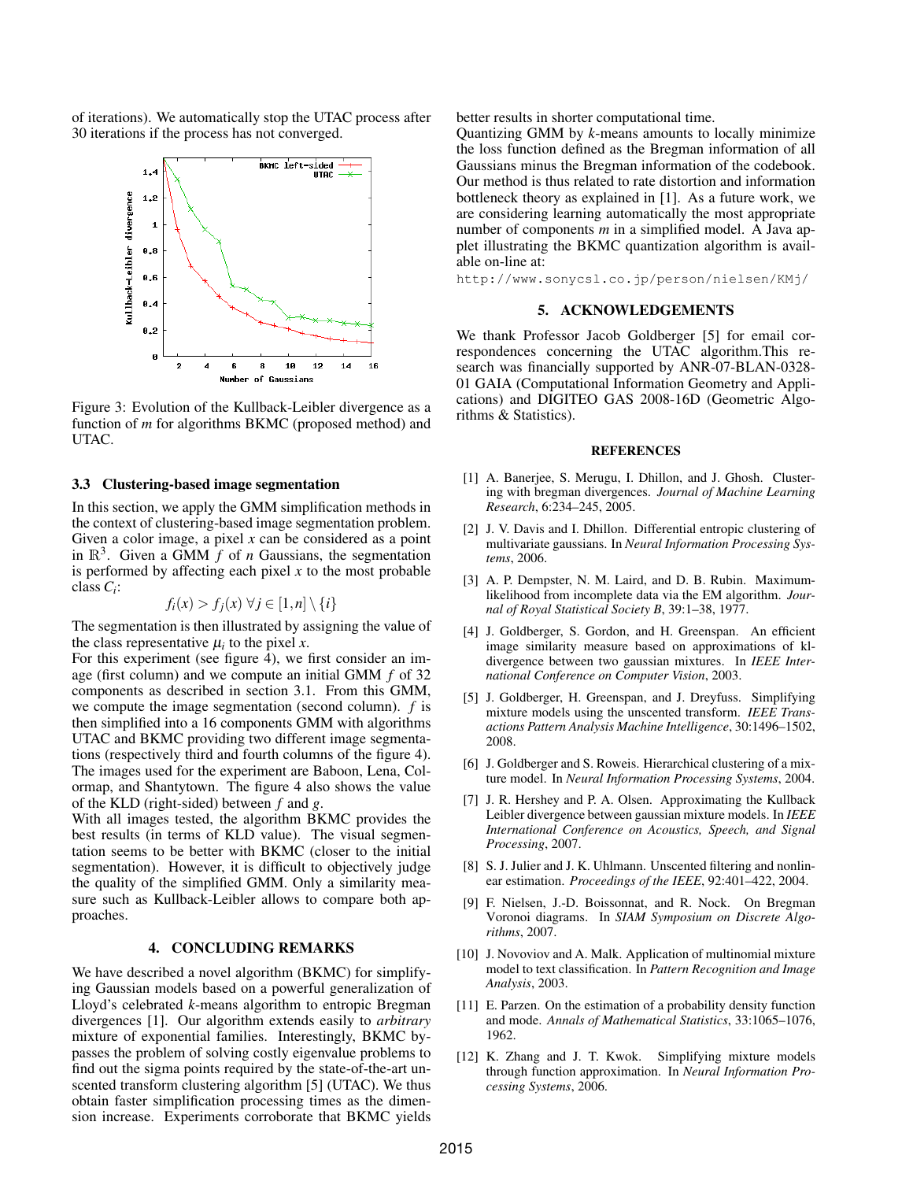of iterations). We automatically stop the UTAC process after 30 iterations if the process has not converged.

Figure 3: Evolution of the Kullback-Leibler divergence as a function of $m$ for algorithms BKMC (proposed method) and UTAC.

### 3.3 Clustering-based image segmentation

In this section, we apply the GMM simplification methods in the context of clustering-based image segmentation problem. Given a color image, a pixel $x$ can be considered as a point in $\mathbb{R}^3$. Given a GMM $f$ of $n$ Gaussians, the segmentation is performed by affecting each pixel $x$ to the most probable class $C_i$:

$$f_i(x) > f_j(x) \ \forall j \in [1,n] \setminus \{i\}$$

The segmentation is then illustrated by assigning the value of the class representative $\mu_i$ to the pixel $x$.

For this experiment (see figure 4), we first consider an image (first column) and we compute an initial GMM $f$ of 32 components as described in section 3.1. From this GMM, we compute the image segmentation (second column). $f$ is then simplified into a 16 components GMM with algorithms UTAC and BKMC providing two different image segmentations (respectively third and fourth columns of the figure 4). The images used for the experiment are Baboon, Lena, Colormap, and Shantytown. The figure 4 also shows the value of the KLD (right-sided) between $f$ and $g$.

With all images tested, the algorithm BKMC provides the best results (in terms of KLD value). The visual segmentation seems to be better with BKMC (closer to the initial segmentation). However, it is difficult to objectively judge the quality of the simplified GMM. Only a similarity measure such as Kullback-Leibler allows to compare both approaches.

## 4. CONCLUDING REMARKS

We have described a novel algorithm (BKMC) for simplifying Gaussian models based on a powerful generalization of Lloyd's celebrated $k$-means algorithm to entropic Bregman divergences [1]. Our algorithm extends easily to *arbitrary* mixture of exponential families. Interestingly, BKMC bypasses the problem of solving costly eigenvalue problems to find out the sigma points required by the state-of-the-art unscented transform clustering algorithm [5] (UTAC). We thus obtain faster simplification processing times as the dimension increase. Experiments corroborate that BKMC yields better results in shorter computational time.

Quantizing GMM by $k$-means amounts to locally minimize the loss function defined as the Bregman information of all Gaussians minus the Bregman information of the codebook. Our method is thus related to rate distortion and information bottleneck theory as explained in [1]. As a future work, we are considering learning automatically the most appropriate number of components $m$ in a simplified model. A Java applet illustrating the BKMC quantization algorithm is available on-line at:

http://www.sonycsl.co.jp/person/nielsen/KMj/

## 5. ACKNOWLEDGEMENTS

We thank Professor Jacob Goldberger [5] for email correspondences concerning the UTAC algorithm.This research was financially supported by ANR-07-BLAN-0328-01 GAIA (Computational Information Geometry and Applications) and DIGITEO GAS 2008-16D (Geometric Algorithms & Statistics).

## REFERENCES

[1] A. Banerjee, S. Merugu, I. Dhillon, and J. Ghosh. Clustering with bregman divergences. *Journal of Machine Learning Research*, 6:234–245, 2005.

[2] J. V. Davis and I. Dhillon. Differential entropic clustering of multivariate gaussians. In *Neural Information Processing Systems*, 2006.

[3] A. P. Dempster, N. M. Laird, and D. B. Rubin. Maximum-likelihood from incomplete data via the EM algorithm. *Journal of Royal Statistical Society B*, 39:1–38, 1977.

[4] J. Goldberger, S. Gordon, and H. Greenspan. An efficient image similarity measure based on approximations of kl-divergence between two gaussian mixtures. In *IEEE International Conference on Computer Vision*, 2003.

[5] J. Goldberger, H. Greenspan, and J. Dreyfuss. Simplifying mixture models using the unscented transform. *IEEE Transactions Pattern Analysis Machine Intelligence*, 30:1496–1502, 2008.

[6] J. Goldberger and S. Roweis. Hierarchical clustering of a mixture model. In *Neural Information Processing Systems*, 2004.

[7] J. R. Hershey and P. A. Olsen. Approximating the Kullback Leibler divergence between gaussian mixture models. In *IEEE International Conference on Acoustics, Speech, and Signal Processing*, 2007.

[8] S. J. Julier and J. K. Uhlmann. Unscented filtering and nonlinear estimation. *Proceedings of the IEEE*, 92:401–422, 2004.

[9] F. Nielsen, J.-D. Boissonnat, and R. Nock. On Bregman Voronoi diagrams. In *SIAM Symposium on Discrete Algorithms*, 2007.

[10] J. Novoviov and A. Malk. Application of multinomial mixture model to text classification. In *Pattern Recognition and Image Analysis*, 2003.

[11] E. Parzen. On the estimation of a probability density function and mode. *Annals of Mathematical Statistics*, 33:1065–1076, 1962.

[12] K. Zhang and J. T. Kwok. Simplifying mixture models through function approximation. In *Neural Information Processing Systems*, 2006.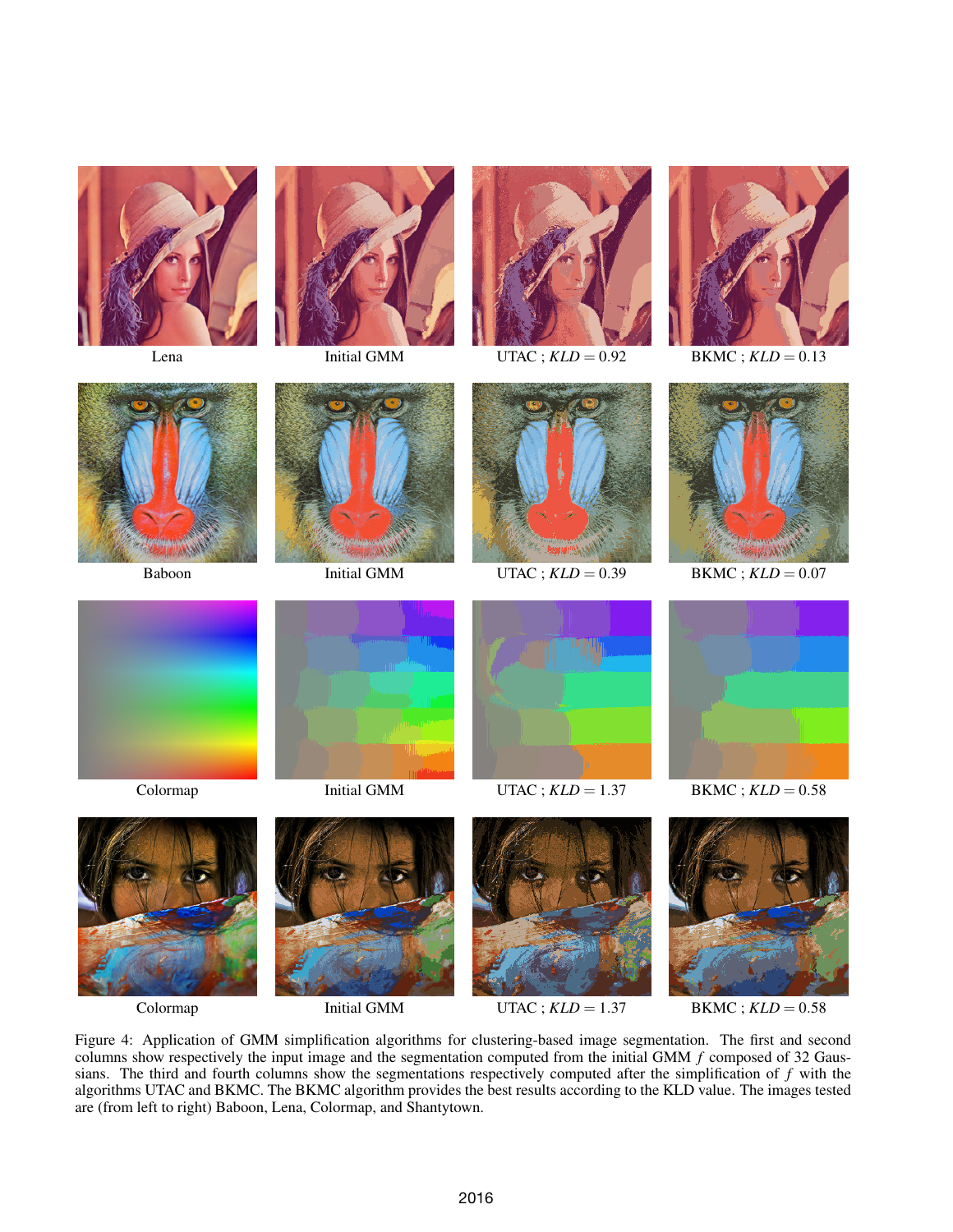Lena

Initial GMM

UTAC ; $KLD = 0.92$

BKMC ; $KLD = 0.13$

Baboon

Initial GMM

UTAC ; $KLD = 0.39$

BKMC ; $KLD = 0.07$

Colormap

Initial GMM

UTAC ; $KLD = 1.37$

BKMC ; $KLD = 0.58$

Colormap

Initial GMM

UTAC ; $KLD = 1.37$

BKMC ; $KLD = 0.58$

Figure 4: Application of GMM simplification algorithms for clustering-based image segmentation. The first and second columns show respectively the input image and the segmentation computed from the initial GMM $f$ composed of 32 Gaussians. The third and fourth columns show the segmentations respectively computed after the simplification of $f$ with the algorithms UTAC and BKMC. The BKMC algorithm provides the best results according to the KLD value. The images tested are (from left to right) Baboon, Lena, Colormap, and Shantytown.